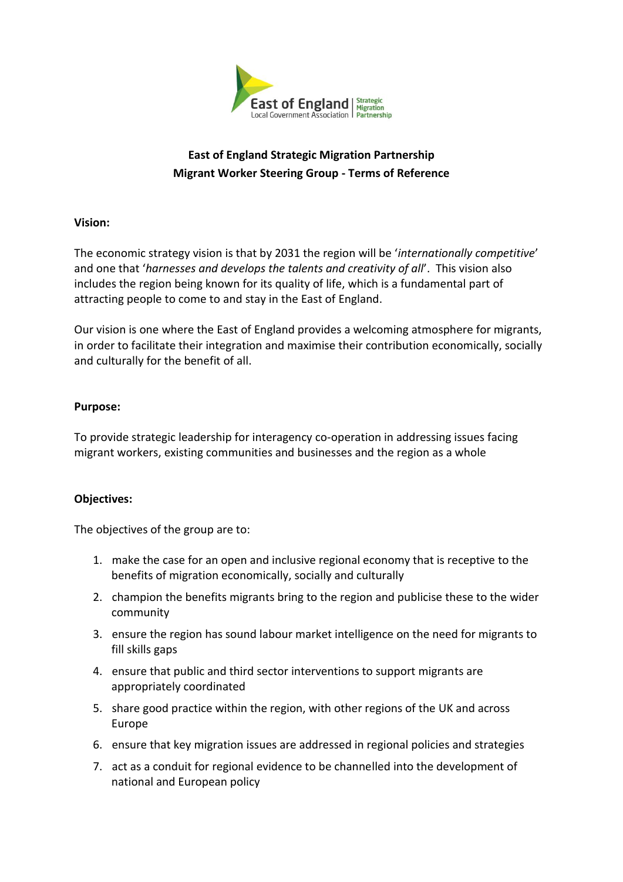# East of England Strategic Migration Partnership
## Migrant Worker Steering Group - Terms of Reference

**Vision:**

The economic strategy vision is that by 2031 the region will be '*internationally competitive*' and one that '*harnesses and develops the talents and creativity of all*'. This vision also includes the region being known for its quality of life, which is a fundamental part of attracting people to come to and stay in the East of England.

Our vision is one where the East of England provides a welcoming atmosphere for migrants, in order to facilitate their integration and maximise their contribution economically, socially and culturally for the benefit of all.

**Purpose:**

To provide strategic leadership for interagency co-operation in addressing issues facing migrant workers, existing communities and businesses and the region as a whole

**Objectives:**

The objectives of the group are to:

1. make the case for an open and inclusive regional economy that is receptive to the benefits of migration economically, socially and culturally
2. champion the benefits migrants bring to the region and publicise these to the wider community
3. ensure the region has sound labour market intelligence on the need for migrants to fill skills gaps
4. ensure that public and third sector interventions to support migrants are appropriately coordinated
5. share good practice within the region, with other regions of the UK and across Europe
6. ensure that key migration issues are addressed in regional policies and strategies
7. act as a conduit for regional evidence to be channelled into the development of national and European policy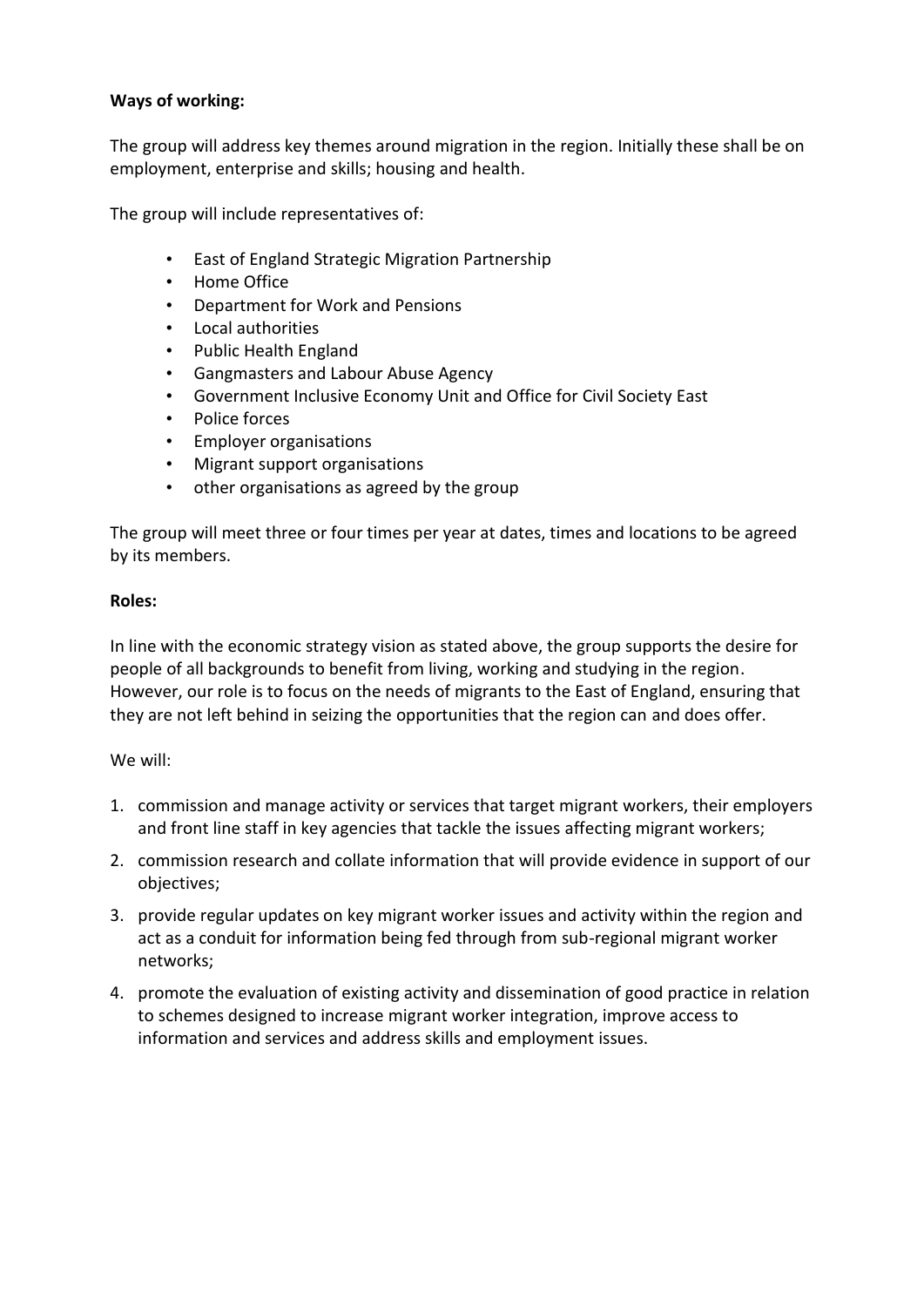**Ways of working:**

The group will address key themes around migration in the region. Initially these shall be on employment, enterprise and skills; housing and health.

The group will include representatives of:

- East of England Strategic Migration Partnership
- Home Office
- Department for Work and Pensions
- Local authorities
- Public Health England
- Gangmasters and Labour Abuse Agency
- Government Inclusive Economy Unit and Office for Civil Society East
- Police forces
- Employer organisations
- Migrant support organisations
- other organisations as agreed by the group

The group will meet three or four times per year at dates, times and locations to be agreed by its members.

**Roles:**

In line with the economic strategy vision as stated above, the group supports the desire for people of all backgrounds to benefit from living, working and studying in the region. However, our role is to focus on the needs of migrants to the East of England, ensuring that they are not left behind in seizing the opportunities that the region can and does offer.

We will:

1. commission and manage activity or services that target migrant workers, their employers and front line staff in key agencies that tackle the issues affecting migrant workers;
2. commission research and collate information that will provide evidence in support of our objectives;
3. provide regular updates on key migrant worker issues and activity within the region and act as a conduit for information being fed through from sub-regional migrant worker networks;
4. promote the evaluation of existing activity and dissemination of good practice in relation to schemes designed to increase migrant worker integration, improve access to information and services and address skills and employment issues.